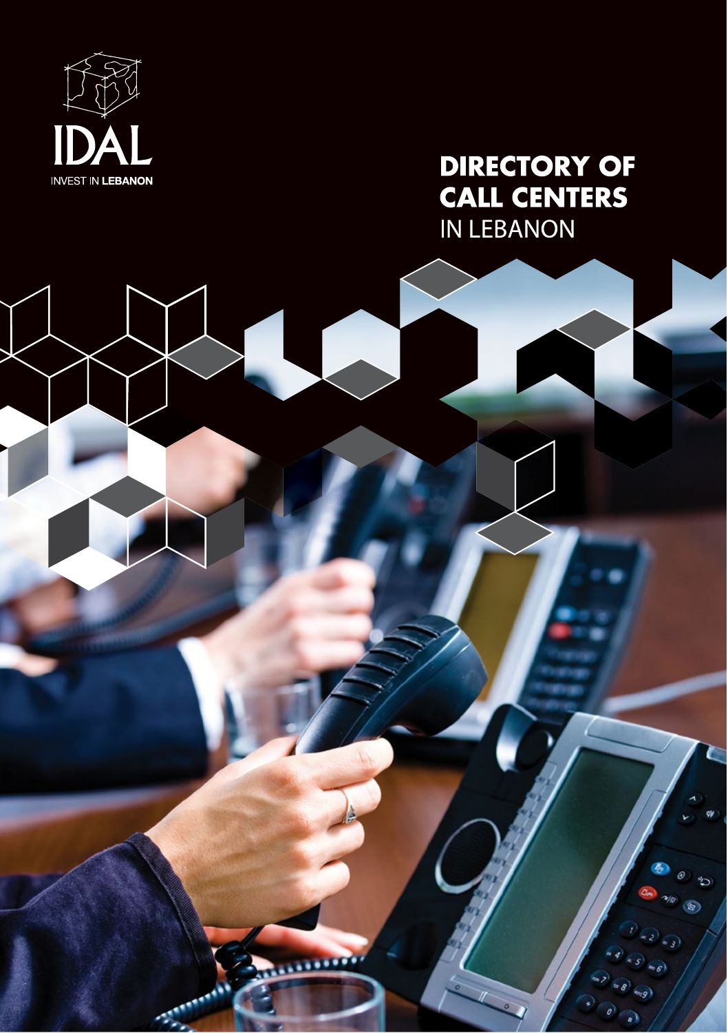IDAL

INVEST IN **LEBANON**

# DIRECTORY OF CALL CENTERS IN LEBANON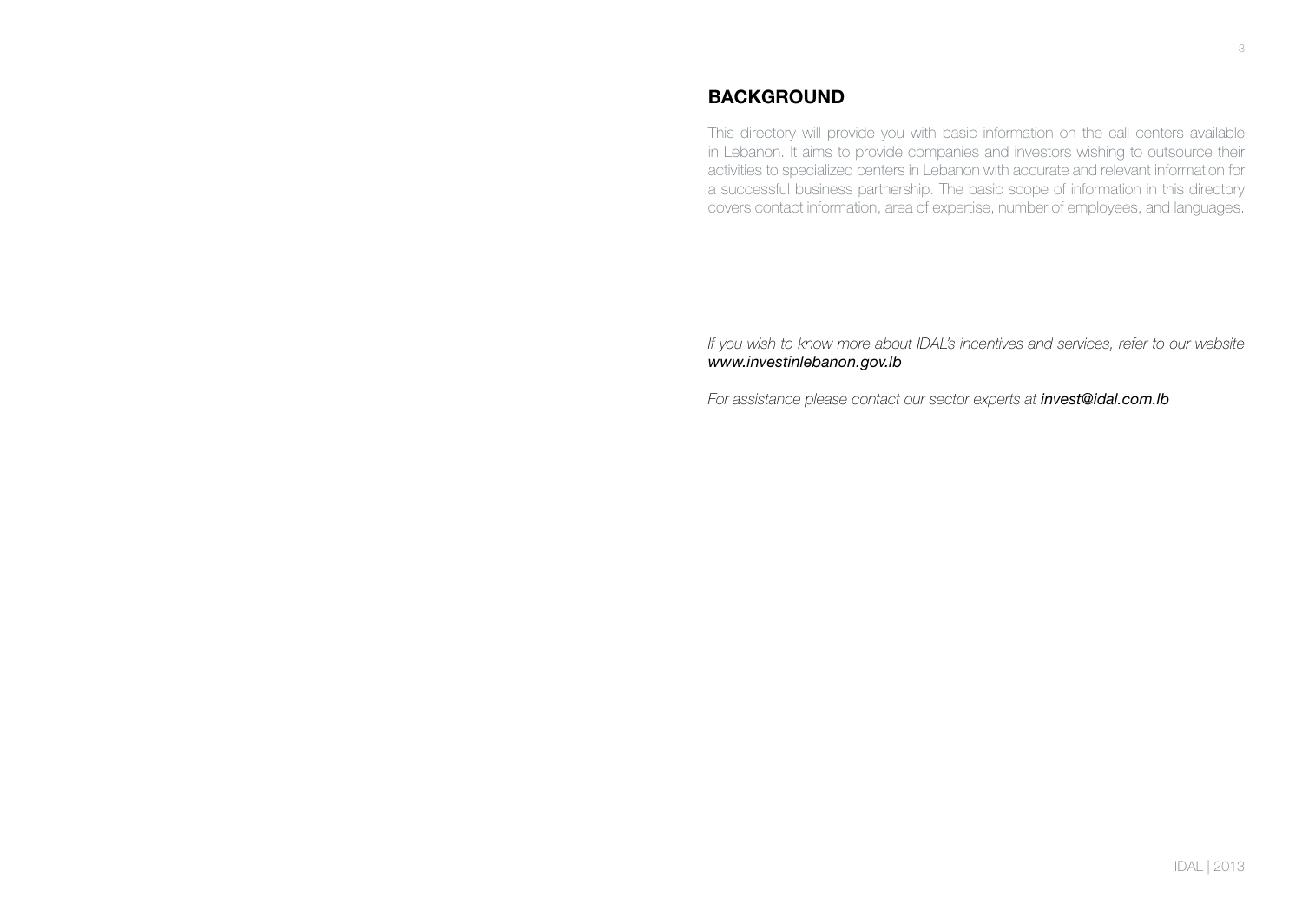## BACKGROUND

This directory will provide you with basic information on the call centers available in Lebanon. It aims to provide companies and investors wishing to outsource their activities to specialized centers in Lebanon with accurate and relevant information for a successful business partnership. The basic scope of information in this directory covers contact information, area of expertise, number of employees, and languages.

*If you wish to know more about IDAL's incentives and services, refer to our website www.investinlebanon.gov.lb*

*For assistance please contact our sector experts at **invest@idal.com.lb***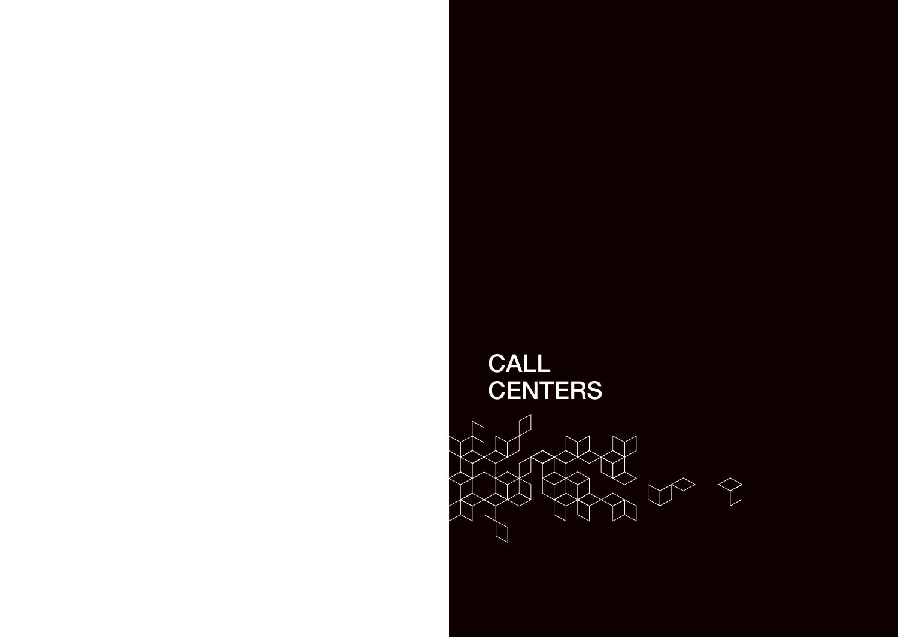# CALL CENTERS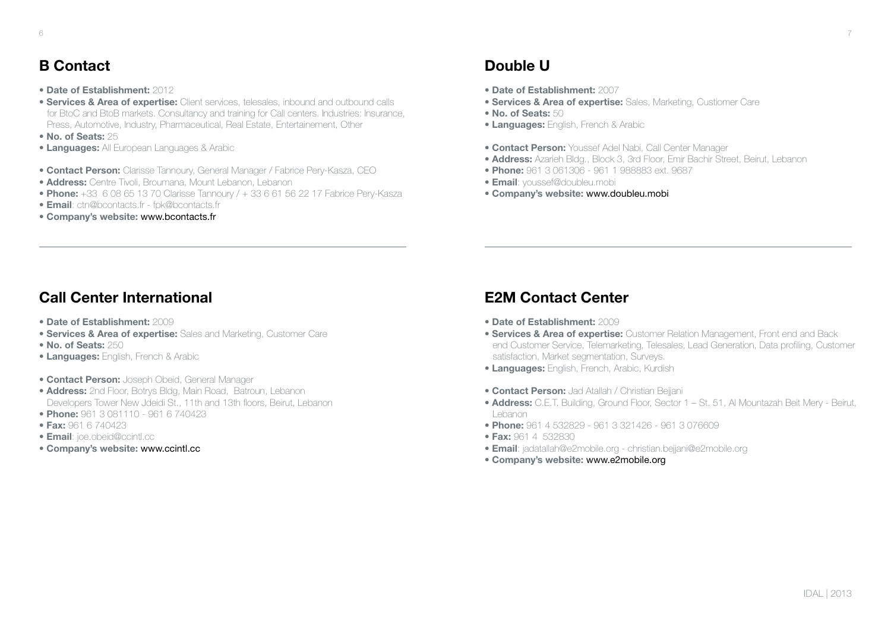## B Contact

- **Date of Establishment:** 2012
- **Services & Area of expertise:** Client services, telesales, inbound and outbound calls for BtoC and BtoB markets. Consultancy and training for Call centers. Industries: Insurance, Press, Automotive, Industry, Pharmaceutical, Real Estate, Entertainement, Other
- **No. of Seats:** 25
- **Languages:** All European Languages & Arabic

- **Contact Person:** Clarisse Tannoury, General Manager / Fabrice Pery-Kasza, CEO
- **Address:** Centre Tivoli, Broumana, Mount Lebanon, Lebanon
- **Phone:** +33 6 08 65 13 70 Clarisse Tannoury / + 33 6 61 56 22 17 Fabrice Pery-Kasza
- **Email**: ctn@bcontacts.fr - fpk@bcontacts.fr
- **Company's website:** www.bcontacts.fr

## Call Center International

- **Date of Establishment:** 2009
- **Services & Area of expertise:** Sales and Marketing, Customer Care
- **No. of Seats:** 250
- **Languages:** English, French & Arabic

- **Contact Person:** Joseph Obeid, General Manager
- **Address:** 2nd Floor, Botrys Bldg, Main Road, Batroun, Lebanon
  Developers Tower New Jdeidi St., 11th and 13th floors, Beirut, Lebanon
- **Phone:** 961 3 081110 - 961 6 740423
- **Fax:** 961 6 740423
- **Email**: joe.obeid@ccintl.cc
- **Company's website:** www.ccintl.cc

## Double U

- **Date of Establishment:** 2007
- **Services & Area of expertise:** Sales, Marketing, Custiomer Care
- **No. of Seats:** 50
- **Languages:** English, French & Arabic

- **Contact Person:** Youssef Adel Nabi, Call Center Manager
- **Address:** Azarieh Bldg., Block 3, 3rd Floor, Emir Bachir Street, Beirut, Lebanon
- **Phone:** 961 3 061306 - 961 1 988883 ext. 9687
- **Email**: youssef@doubleu.mobi
- **Company's website:** www.doubleu.mobi

## E2M Contact Center

- **Date of Establishment:** 2009
- **Services & Area of expertise:** Customer Relation Management, Front end and Back end Customer Service, Telemarketing, Telesales, Lead Generation, Data profiling, Customer satisfaction, Market segmentation, Surveys.
- **Languages:** English, French, Arabic, Kurdish

- **Contact Person:** Jad Atallah / Christian Bejjani
- **Address:** C.E.T. Building, Ground Floor, Sector 1 – St. 51, Al Mountazah Beit Mery - Beirut, Lebanon
- **Phone:** 961 4 532829 - 961 3 321426 - 961 3 076609
- **Fax:** 961 4 532830
- **Email**: jadatallah@e2mobile.org - christian.bejjani@e2mobile.org
- **Company's website:** www.e2mobile.org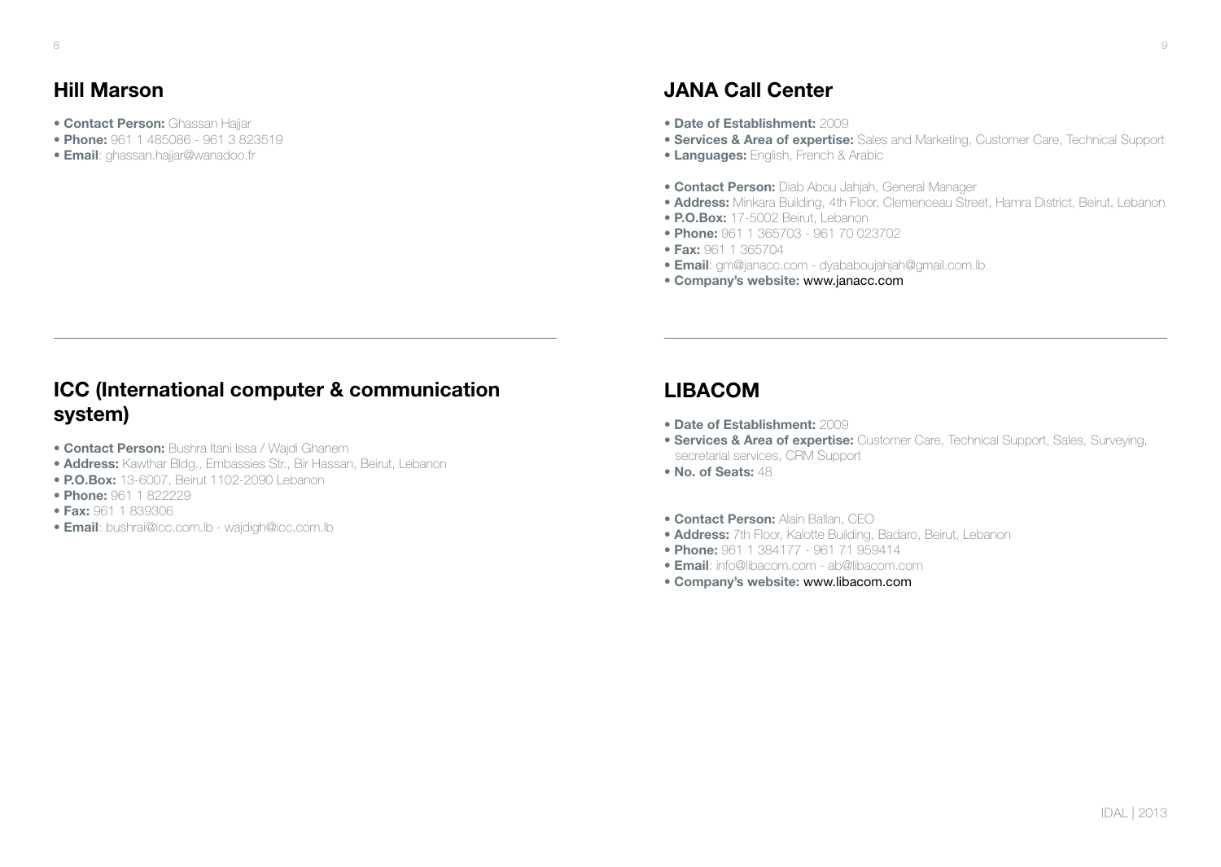## Hill Marson

- **Contact Person:** Ghassan Hajjar
- **Phone:** 961 1 485086 - 961 3 823519
- **Email**: ghassan.hajjar@wanadoo.fr

---

## ICC (International computer & communication system)

- **Contact Person:** Bushra Itani Issa / Wajdi Ghanem
- **Address:** Kawthar Bldg., Embassies Str., Bir Hassan, Beirut, Lebanon
- **P.O.Box:** 13-6007, Beirut 1102-2090 Lebanon
- **Phone:** 961 1 822229
- **Fax:** 961 1 839306
- **Email**: bushrai@icc.com.lb - wajdigh@icc.com.lb

## JANA Call Center

- **Date of Establishment:** 2009
- **Services & Area of expertise:** Sales and Marketing, Customer Care, Technical Support
- **Languages:** English, French & Arabic

- **Contact Person:** Diab Abou Jahjah, General Manager
- **Address:** Minkara Building, 4th Floor, Clemenceau Street, Hamra District, Beirut, Lebanon
- **P.O.Box:** 17-5002 Beirut, Lebanon
- **Phone:** 961 1 365703 - 961 70 023702
- **Fax:** 961 1 365704
- **Email**: gm@janacc.com - dyababoujahjah@gmail.com.lb
- **Company's website:** www.janacc.com

---

## LIBACOM

- **Date of Establishment:** 2009
- **Services & Area of expertise:** Customer Care, Technical Support, Sales, Surveying, secretarial services, CRM Support
- **No. of Seats:** 48

- **Contact Person:** Alain Ballan, CEO
- **Address:** 7th Floor, Kalotte Building, Badaro, Beirut, Lebanon
- **Phone:** 961 1 384177 - 961 71 959414
- **Email**: info@libacom.com - ab@libacom.com
- **Company's website:** www.libacom.com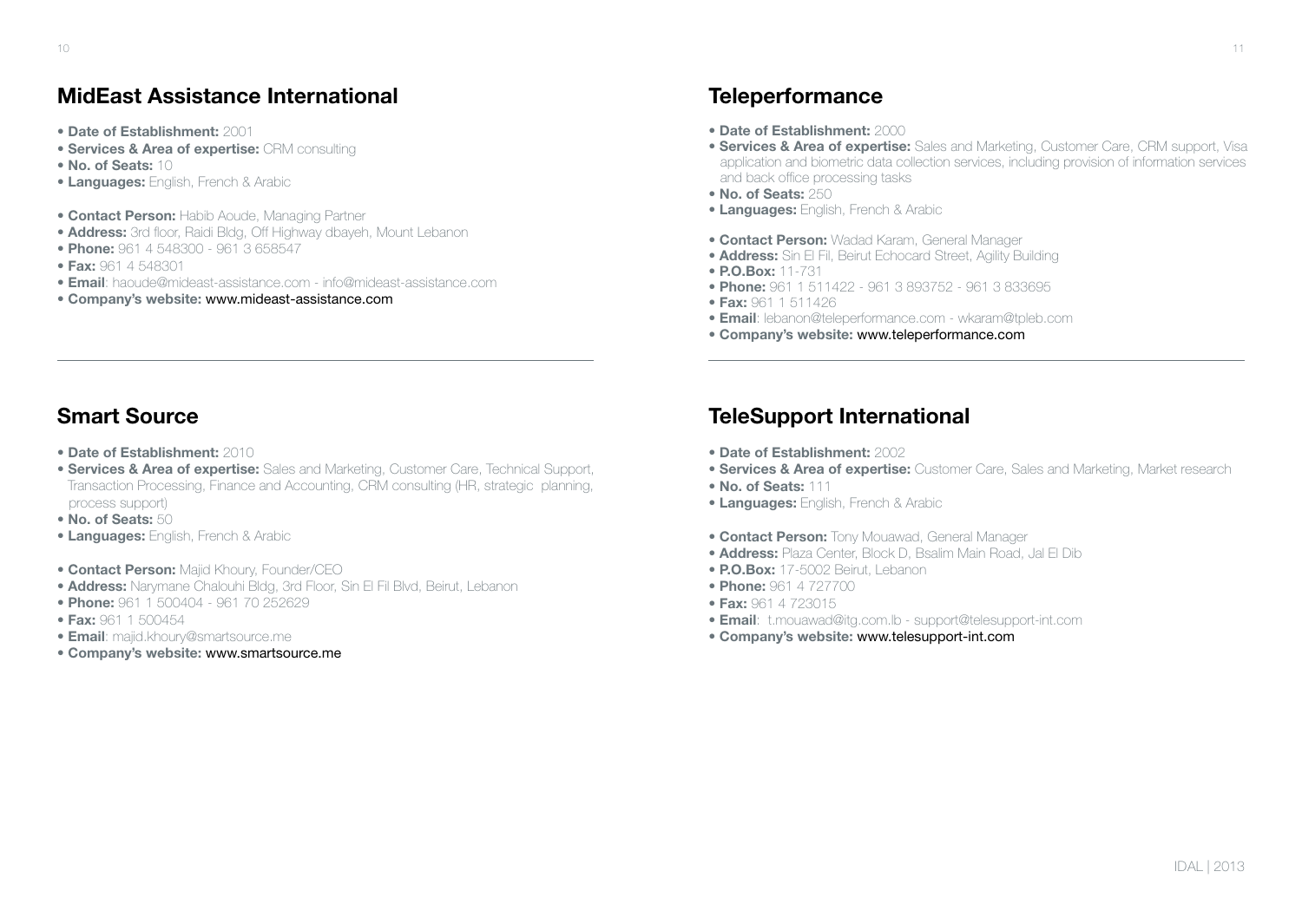## MidEast Assistance International

- **Date of Establishment:** 2001
- **Services & Area of expertise:** CRM consulting
- **No. of Seats:** 10
- **Languages:** English, French & Arabic

- **Contact Person:** Habib Aoude, Managing Partner
- **Address:** 3rd floor, Raidi Bldg, Off Highway dbayeh, Mount Lebanon
- **Phone:** 961 4 548300 - 961 3 658547
- **Fax:** 961 4 548301
- **Email**: haoude@mideast-assistance.com - info@mideast-assistance.com
- **Company's website:** www.mideast-assistance.com

---

## Smart Source

- **Date of Establishment:** 2010
- **Services & Area of expertise:** Sales and Marketing, Customer Care, Technical Support, Transaction Processing, Finance and Accounting, CRM consulting (HR, strategic planning, process support)
- **No. of Seats:** 50
- **Languages:** English, French & Arabic

- **Contact Person:** Majid Khoury, Founder/CEO
- **Address:** Narymane Chalouhi Bldg, 3rd Floor, Sin El Fil Blvd, Beirut, Lebanon
- **Phone:** 961 1 500404 - 961 70 252629
- **Fax:** 961 1 500454
- **Email**: majid.khoury@smartsource.me
- **Company's website:** www.smartsource.me

## Teleperformance

- **Date of Establishment:** 2000
- **Services & Area of expertise:** Sales and Marketing, Customer Care, CRM support, Visa application and biometric data collection services, including provision of information services and back office processing tasks
- **No. of Seats:** 250
- **Languages:** English, French & Arabic

- **Contact Person:** Wadad Karam, General Manager
- **Address:** Sin El Fil, Beirut Echocard Street, Agility Building
- **P.O.Box:** 11-731
- **Phone:** 961 1 511422 - 961 3 893752 - 961 3 833695
- **Fax:** 961 1 511426
- **Email**: lebanon@teleperformance.com - wkaram@tpleb.com
- **Company's website:** www.teleperformance.com

---

## TeleSupport International

- **Date of Establishment:** 2002
- **Services & Area of expertise:** Customer Care, Sales and Marketing, Market research
- **No. of Seats:** 111
- **Languages:** English, French & Arabic

- **Contact Person:** Tony Mouawad, General Manager
- **Address:** Plaza Center, Block D, Bsalim Main Road, Jal El Dib
- **P.O.Box:** 17-5002 Beirut, Lebanon
- **Phone:** 961 4 727700
- **Fax:** 961 4 723015
- **Email**: t.mouawad@itg.com.lb - support@telesupport-int.com
- **Company's website:** www.telesupport-int.com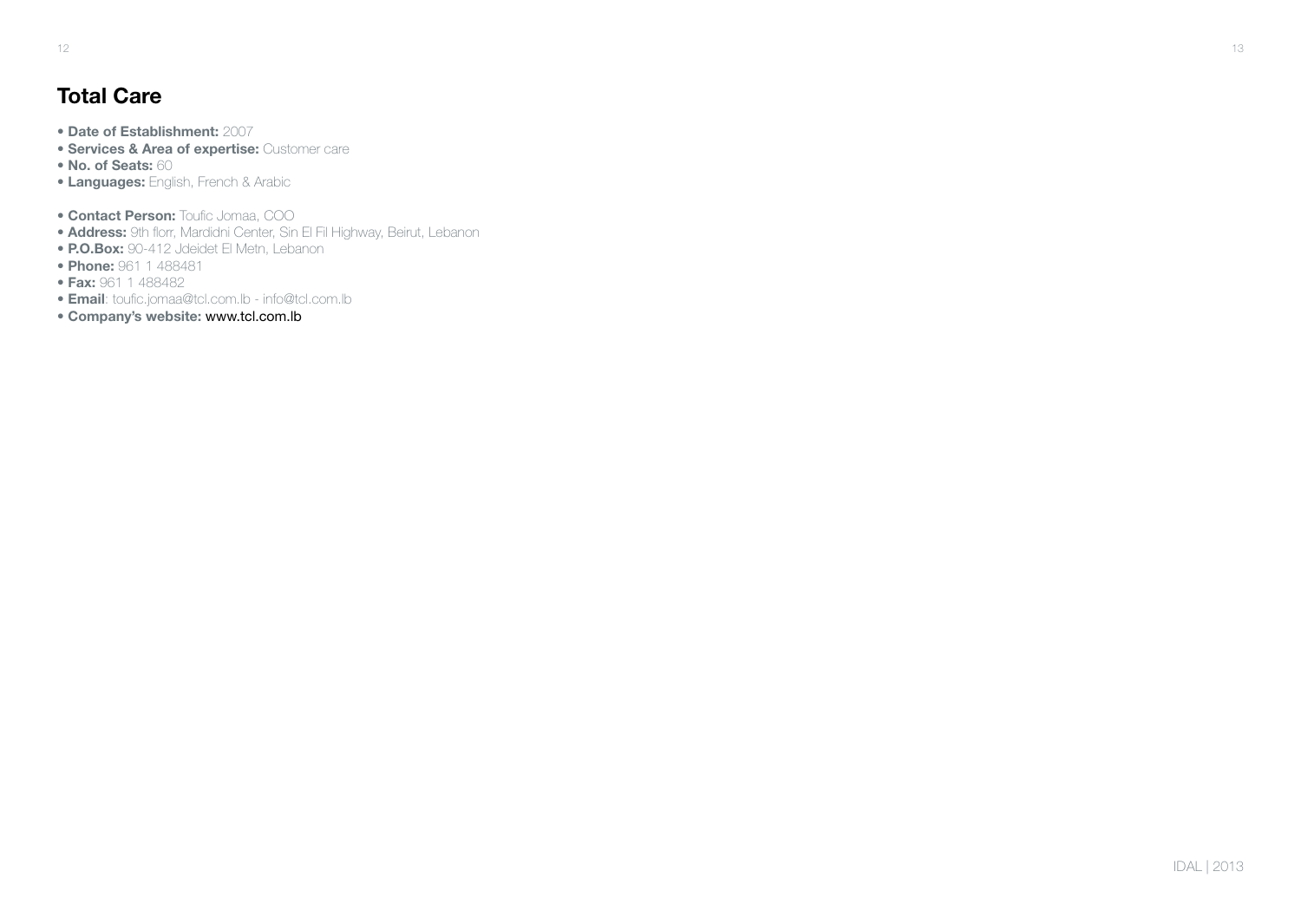## Total Care

- **Date of Establishment:** 2007
- **Services & Area of expertise:** Customer care
- **No. of Seats:** 60
- **Languages:** English, French & Arabic

- **Contact Person:** Toufic Jomaa, COO
- **Address:** 9th florr, Mardidni Center, Sin El Fil Highway, Beirut, Lebanon
- **P.O.Box:** 90-412 Jdeidet El Metn, Lebanon
- **Phone:** 961 1 488481
- **Fax:** 961 1 488482
- **Email**: toufic.jomaa@tcl.com.lb - info@tcl.com.lb
- **Company's website:** www.tcl.com.lb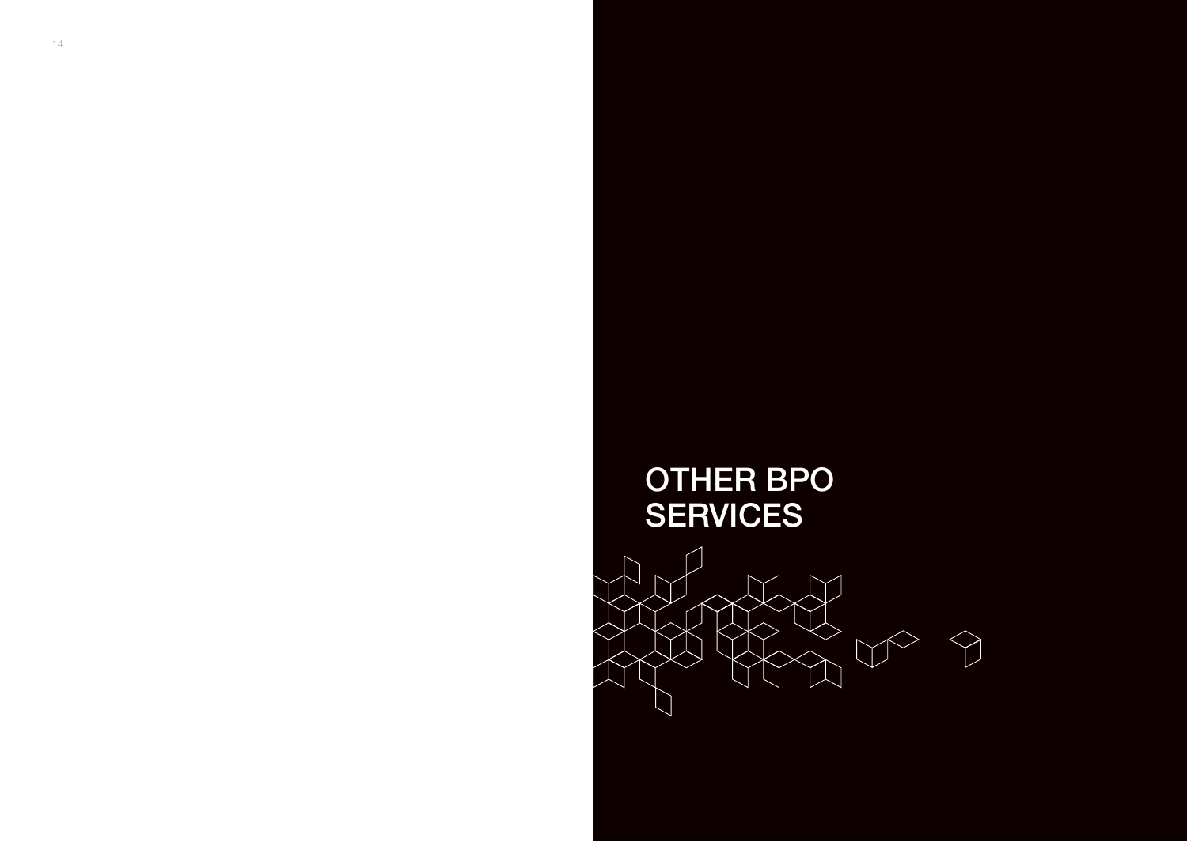# OTHER BPO SERVICES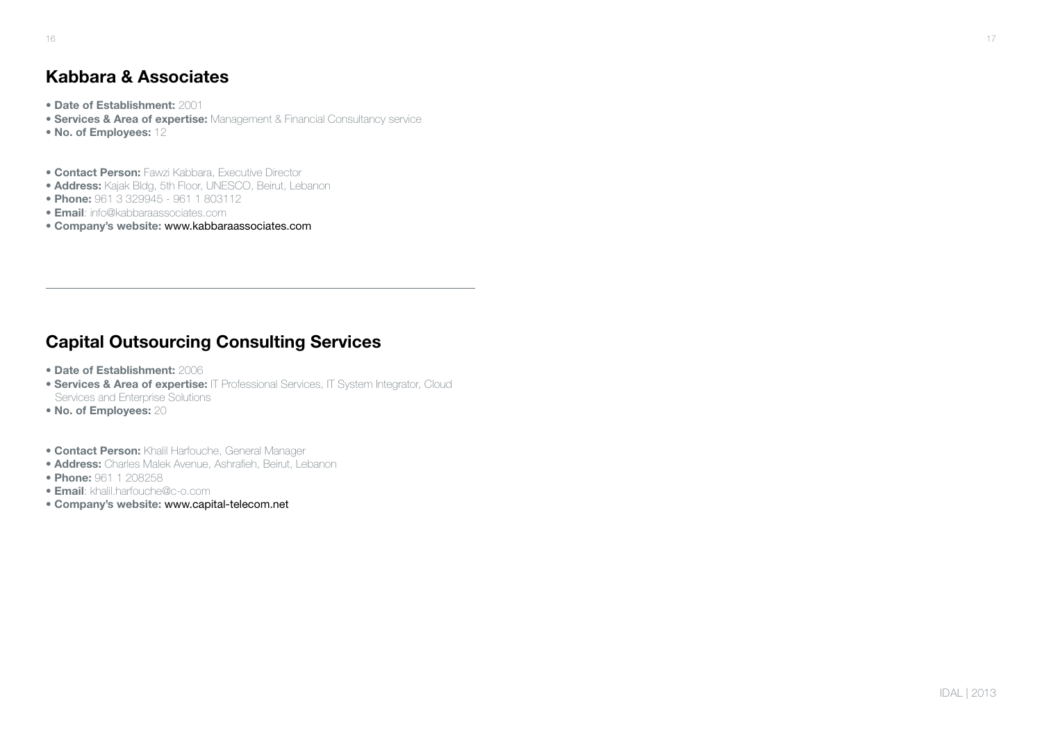## Kabbara & Associates

- **Date of Establishment:** 2001
- **Services & Area of expertise:** Management & Financial Consultancy service
- **No. of Employees:** 12

- **Contact Person:** Fawzi Kabbara, Executive Director
- **Address:** Kajak Bldg, 5th Floor, UNESCO, Beirut, Lebanon
- **Phone:** 961 3 329945 - 961 1 803112
- **Email**: info@kabbaraassociates.com
- **Company's website:** www.kabbaraassociates.com

---

## Capital Outsourcing Consulting Services

- **Date of Establishment:** 2006
- **Services & Area of expertise:** IT Professional Services, IT System Integrator, Cloud Services and Enterprise Solutions
- **No. of Employees:** 20

- **Contact Person:** Khalil Harfouche, General Manager
- **Address:** Charles Malek Avenue, Ashrafieh, Beirut, Lebanon
- **Phone:** 961 1 208258
- **Email**: khalil.harfouche@c-o.com
- **Company's website:** www.capital-telecom.net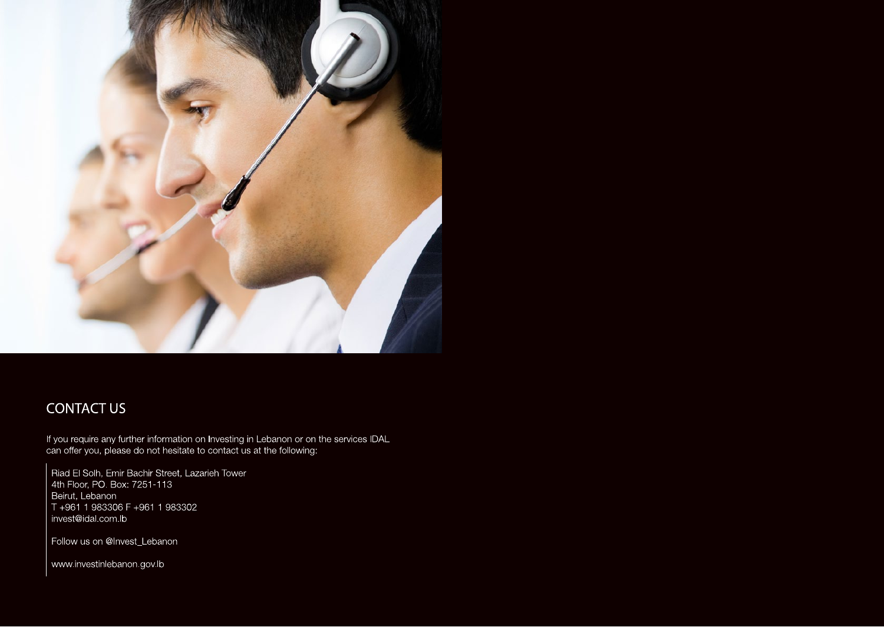## CONTACT US

If you require any further information on Investing in Lebanon or on the services IDAL can offer you, please do not hesitate to contact us at the following:

Riad El Solh, Emir Bachir Street, Lazarieh Tower
4th Floor, PO. Box: 7251-113
Beirut, Lebanon
T +961 1 983306 F +961 1 983302
invest@idal.com.lb

Follow us on @Invest_Lebanon

www.investinlebanon.gov.lb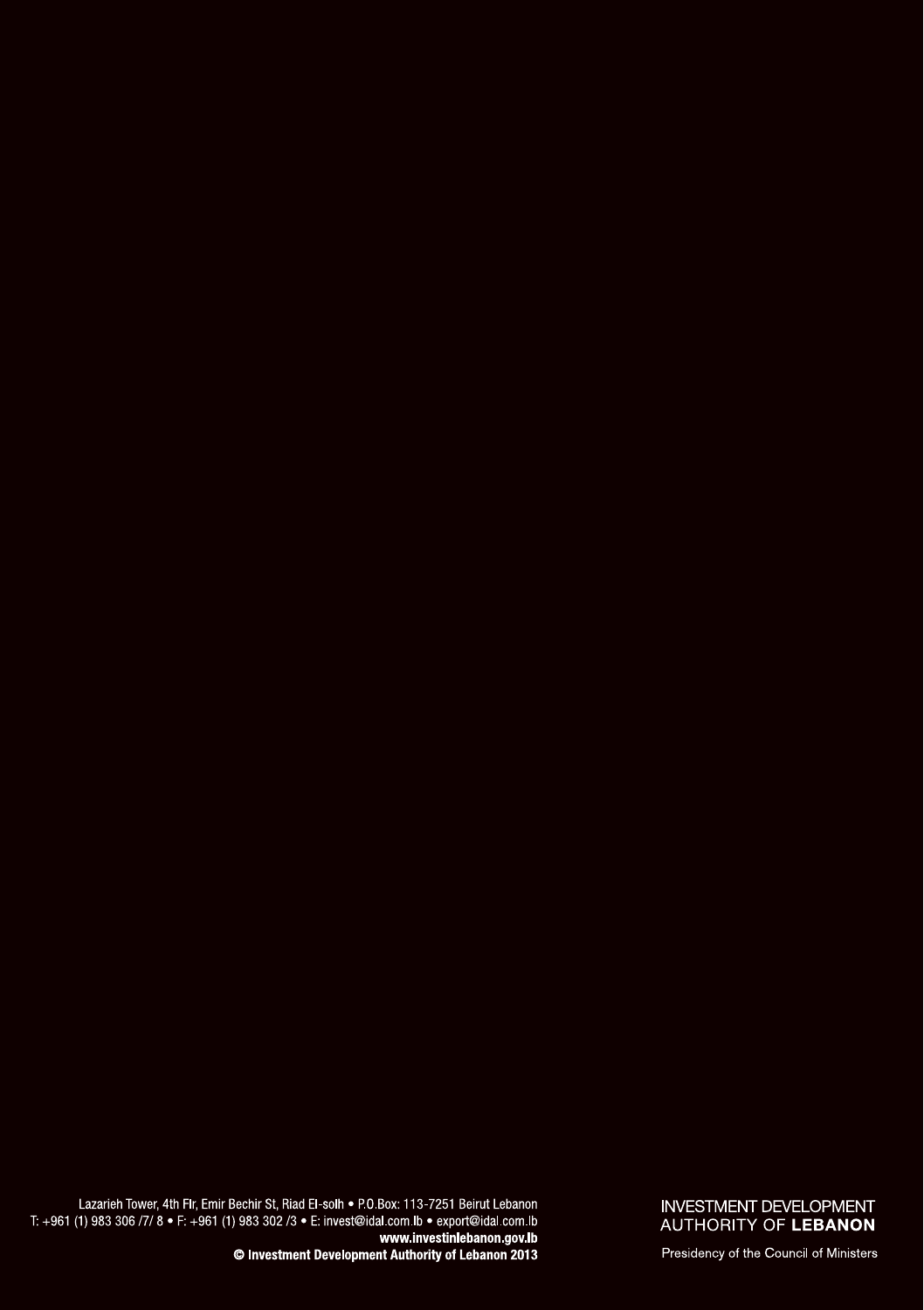Lazarieh Tower, 4th Flr, Emir Bechir St, Riad El-solh • P.O.Box: 113-7251 Beirut Lebanon
T: +961 (1) 983 306 /7/ 8 • F: +961 (1) 983 302 /3 • E: invest@idal.com.lb • export@idal.com.lb
**www.investinlebanon.gov.lb**
**© Investment Development Authority of Lebanon 2013**

INVESTMENT DEVELOPMENT
AUTHORITY OF **LEBANON**

Presidency of the Council of Ministers